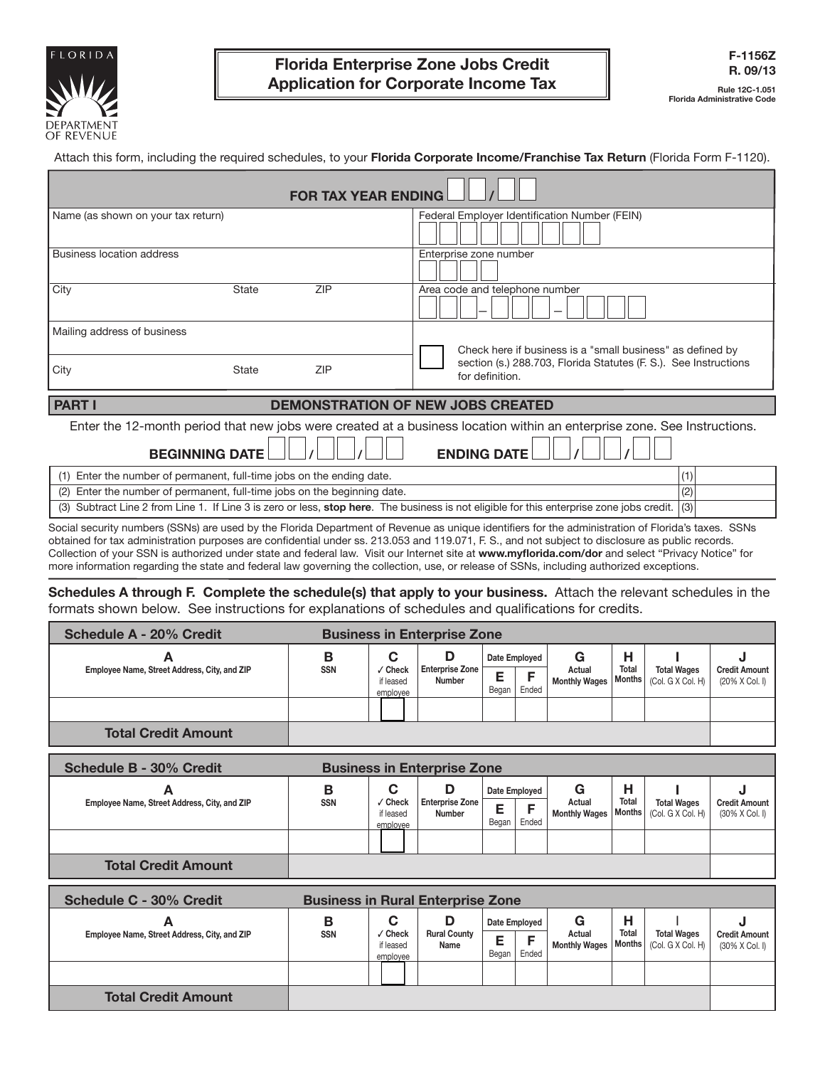FLORIDA DEPARTMENT OF REVENUE

# Florida Enterprise Zone Jobs Credit Application for Corporate Income Tax

F-1156Z
R. 09/13

Rule 12C-1.051
Florida Administrative Code

Attach this form, including the required schedules, to your **Florida Corporate Income/Franchise Tax Return** (Florida Form F-1120).

**FOR TAX YEAR ENDING** ___ / ___

| | |
|---|---|
| Name (as shown on your tax return) | Federal Employer Identification Number (FEIN) |
| Business location address | Enterprise zone number |
| City State ZIP | Area code and telephone number |
| Mailing address of business | ☐ Check here if business is a "small business" as defined by section (s.) 288.703, Florida Statutes (F. S.). See Instructions for definition. |
| City State ZIP | |

## PART I DEMONSTRATION OF NEW JOBS CREATED

Enter the 12-month period that new jobs were created at a business location within an enterprise zone. See Instructions.

**BEGINNING DATE** ___ / ___ / ___ **ENDING DATE** ___ / ___ / ___

| | | |
|---|---|---|
| (1) Enter the number of permanent, full-time jobs on the ending date. | (1) | |
| (2) Enter the number of permanent, full-time jobs on the beginning date. | (2) | |
| (3) Subtract Line 2 from Line 1. If Line 3 is zero or less, **stop here**. The business is not eligible for this enterprise zone jobs credit. | (3) | |

Social security numbers (SSNs) are used by the Florida Department of Revenue as unique identifiers for the administration of Florida's taxes. SSNs obtained for tax administration purposes are confidential under ss. 213.053 and 119.071, F. S., and not subject to disclosure as public records. Collection of your SSN is authorized under state and federal law. Visit our Internet site at **www.myflorida.com/dor** and select "Privacy Notice" for more information regarding the state and federal law governing the collection, use, or release of SSNs, including authorized exceptions.

**Schedules A through F. Complete the schedule(s) that apply to your business.** Attach the relevant schedules in the formats shown below. See instructions for explanations of schedules and qualifications for credits.

**Schedule A - 20% Credit — Business in Enterprise Zone**

| A<br>Employee Name, Street Address, City, and ZIP | B<br>SSN | C<br>✓ Check if leased employee | D<br>Enterprise Zone Number | Date Employed<br>E<br>Began | <br>F<br>Ended | G<br>Actual Monthly Wages | H<br>Total Months | I<br>Total Wages (Col. G X Col. H) | J<br>Credit Amount (20% X Col. I) |
|---|---|---|---|---|---|---|---|---|---|
| | | ☐ | | | | | | | |
| **Total Credit Amount** | | | | | | | | | |

**Schedule B - 30% Credit — Business in Enterprise Zone**

| A<br>Employee Name, Street Address, City, and ZIP | B<br>SSN | C<br>✓ Check if leased employee | D<br>Enterprise Zone Number | Date Employed<br>E<br>Began | <br>F<br>Ended | G<br>Actual Monthly Wages | H<br>Total Months | I<br>Total Wages (Col. G X Col. H) | J<br>Credit Amount (30% X Col. I) |
|---|---|---|---|---|---|---|---|---|---|
| | | ☐ | | | | | | | |
| **Total Credit Amount** | | | | | | | | | |

**Schedule C - 30% Credit — Business in Rural Enterprise Zone**

| A<br>Employee Name, Street Address, City, and ZIP | B<br>SSN | C<br>✓ Check if leased employee | D<br>Rural County Name | Date Employed<br>E<br>Began | <br>F<br>Ended | G<br>Actual Monthly Wages | H<br>Total Months | I<br>Total Wages (Col. G X Col. H) | J<br>Credit Amount (30% X Col. I) |
|---|---|---|---|---|---|---|---|---|---|
| | | ☐ | | | | | | | |
| **Total Credit Amount** | | | | | | | | | |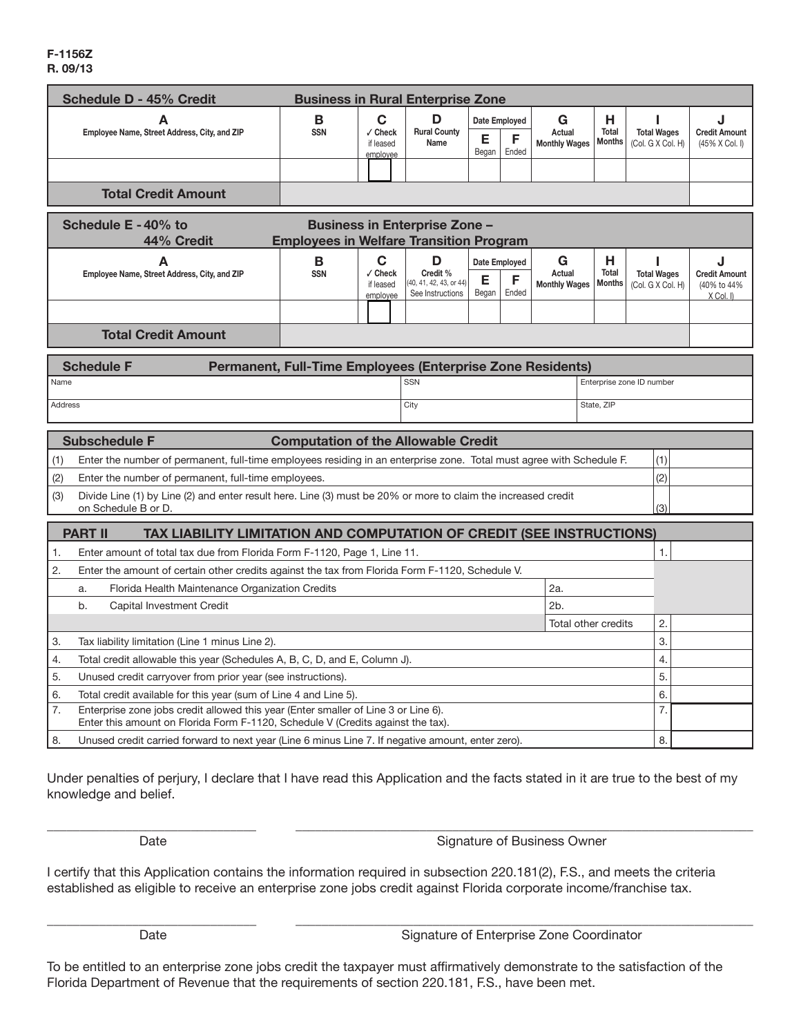F-1156Z
R. 09/13

| Schedule D - 45% Credit | Business in Rural Enterprise Zone | | | | | | | | |
|---|---|---|---|---|---|---|---|---|---|
| **A** Employee Name, Street Address, City, and ZIP | **B** SSN | **C** ✓ Check if leased employee | **D** Rural County Name | Date Employed **E** Began | **F** Ended | **G** Actual Monthly Wages | **H** Total Months | **I** Total Wages (Col. G X Col. H) | **J** Credit Amount (45% X Col. I) |
| | | | | | | | | | |
| **Total Credit Amount** | | | | | | | | | |

| Schedule E - 40% to 44% Credit | Business in Enterprise Zone – Employees in Welfare Transition Program | | | | | | | | |
|---|---|---|---|---|---|---|---|---|---|
| **A** Employee Name, Street Address, City, and ZIP | **B** SSN | **C** ✓ Check if leased employee | **D** Credit % (40, 41, 42, 43, or 44) See Instructions | Date Employed **E** Began | **F** Ended | **G** Actual Monthly Wages | **H** Total Months | **I** Total Wages (Col. G X Col. H) | **J** Credit Amount (40% to 44% X Col. I) |
| | | | | | | | | | |
| **Total Credit Amount** | | | | | | | | | |

| Schedule F | Permanent, Full-Time Employees (Enterprise Zone Residents) | |
|---|---|---|
| Name | SSN | Enterprise zone ID number |
| Address | City | State, ZIP |

| Subschedule F | Computation of the Allowable Credit | |
|---|---|---|
| (1) | Enter the number of permanent, full-time employees residing in an enterprise zone. Total must agree with Schedule F. | (1) |
| (2) | Enter the number of permanent, full-time employees. | (2) |
| (3) | Divide Line (1) by Line (2) and enter result here. Line (3) must be 20% or more to claim the increased credit on Schedule B or D. | (3) |

| PART II | TAX LIABILITY LIMITATION AND COMPUTATION OF CREDIT (SEE INSTRUCTIONS) | | |
|---|---|---|---|
| 1. | Enter amount of total tax due from Florida Form F-1120, Page 1, Line 11. | | 1. |
| 2. | Enter the amount of certain other credits against the tax from Florida Form F-1120, Schedule V. | | |
| | a. Florida Health Maintenance Organization Credits | 2a. | |
| | b. Capital Investment Credit | 2b. | |
| | | Total other credits | 2. |
| 3. | Tax liability limitation (Line 1 minus Line 2). | | 3. |
| 4. | Total credit allowable this year (Schedules A, B, C, D, and E, Column J). | | 4. |
| 5. | Unused credit carryover from prior year (see instructions). | | 5. |
| 6. | Total credit available for this year (sum of Line 4 and Line 5). | | 6. |
| 7. | Enterprise zone jobs credit allowed this year (Enter smaller of Line 3 or Line 6). Enter this amount on Florida Form F-1120, Schedule V (Credits against the tax). | | 7. |
| 8. | Unused credit carried forward to next year (Line 6 minus Line 7. If negative amount, enter zero). | | 8. |

Under penalties of perjury, I declare that I have read this Application and the facts stated in it are true to the best of my knowledge and belief.

\_\_\_\_\_\_\_\_\_\_\_\_\_\_\_\_\_\_\_\_ Date

\_\_\_\_\_\_\_\_\_\_\_\_\_\_\_\_\_\_\_\_ Signature of Business Owner

I certify that this Application contains the information required in subsection 220.181(2), F.S., and meets the criteria established as eligible to receive an enterprise zone jobs credit against Florida corporate income/franchise tax.

\_\_\_\_\_\_\_\_\_\_\_\_\_\_\_\_\_\_\_\_ Date

\_\_\_\_\_\_\_\_\_\_\_\_\_\_\_\_\_\_\_\_ Signature of Enterprise Zone Coordinator

To be entitled to an enterprise zone jobs credit the taxpayer must affirmatively demonstrate to the satisfaction of the Florida Department of Revenue that the requirements of section 220.181, F.S., have been met.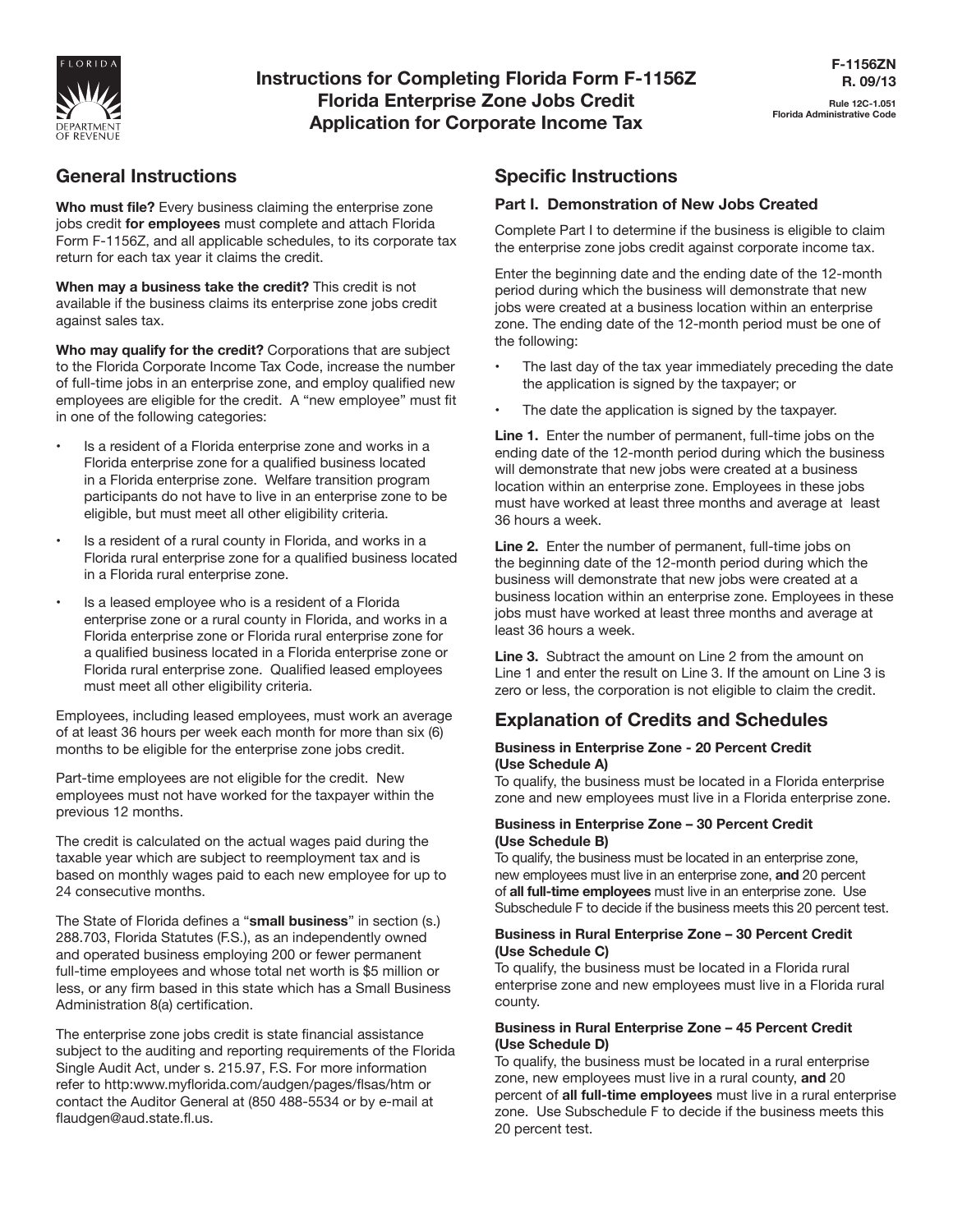# Instructions for Completing Florida Form F-1156Z Florida Enterprise Zone Jobs Credit Application for Corporate Income Tax

F-1156ZN
R. 09/13

Rule 12C-1.051
Florida Administrative Code

## General Instructions

**Who must file?** Every business claiming the enterprise zone jobs credit **for employees** must complete and attach Florida Form F-1156Z, and all applicable schedules, to its corporate tax return for each tax year it claims the credit.

**When may a business take the credit?** This credit is not available if the business claims its enterprise zone jobs credit against sales tax.

**Who may qualify for the credit?** Corporations that are subject to the Florida Corporate Income Tax Code, increase the number of full-time jobs in an enterprise zone, and employ qualified new employees are eligible for the credit. A "new employee" must fit in one of the following categories:

- Is a resident of a Florida enterprise zone and works in a Florida enterprise zone for a qualified business located in a Florida enterprise zone. Welfare transition program participants do not have to live in an enterprise zone to be eligible, but must meet all other eligibility criteria.
- Is a resident of a rural county in Florida, and works in a Florida rural enterprise zone for a qualified business located in a Florida rural enterprise zone.
- Is a leased employee who is a resident of a Florida enterprise zone or a rural county in Florida, and works in a Florida enterprise zone or Florida rural enterprise zone for a qualified business located in a Florida enterprise zone or Florida rural enterprise zone. Qualified leased employees must meet all other eligibility criteria.

Employees, including leased employees, must work an average of at least 36 hours per week each month for more than six (6) months to be eligible for the enterprise zone jobs credit.

Part-time employees are not eligible for the credit. New employees must not have worked for the taxpayer within the previous 12 months.

The credit is calculated on the actual wages paid during the taxable year which are subject to reemployment tax and is based on monthly wages paid to each new employee for up to 24 consecutive months.

The State of Florida defines a "**small business**" in section (s.) 288.703, Florida Statutes (F.S.), as an independently owned and operated business employing 200 or fewer permanent full-time employees and whose total net worth is $5 million or less, or any firm based in this state which has a Small Business Administration 8(a) certification.

The enterprise zone jobs credit is state financial assistance subject to the auditing and reporting requirements of the Florida Single Audit Act, under s. 215.97, F.S. For more information refer to http:www.myflorida.com/audgen/pages/flsas/htm or contact the Auditor General at (850 488-5534 or by e-mail at flaudgen@aud.state.fl.us.

## Specific Instructions

### Part I. Demonstration of New Jobs Created

Complete Part I to determine if the business is eligible to claim the enterprise zone jobs credit against corporate income tax.

Enter the beginning date and the ending date of the 12-month period during which the business will demonstrate that new jobs were created at a business location within an enterprise zone. The ending date of the 12-month period must be one of the following:

- The last day of the tax year immediately preceding the date the application is signed by the taxpayer; or
- The date the application is signed by the taxpayer.

**Line 1.** Enter the number of permanent, full-time jobs on the ending date of the 12-month period during which the business will demonstrate that new jobs were created at a business location within an enterprise zone. Employees in these jobs must have worked at least three months and average at least 36 hours a week.

**Line 2.** Enter the number of permanent, full-time jobs on the beginning date of the 12-month period during which the business will demonstrate that new jobs were created at a business location within an enterprise zone. Employees in these jobs must have worked at least three months and average at least 36 hours a week.

**Line 3.** Subtract the amount on Line 2 from the amount on Line 1 and enter the result on Line 3. If the amount on Line 3 is zero or less, the corporation is not eligible to claim the credit.

## Explanation of Credits and Schedules

**Business in Enterprise Zone - 20 Percent Credit (Use Schedule A)**
To qualify, the business must be located in a Florida enterprise zone and new employees must live in a Florida enterprise zone.

**Business in Enterprise Zone – 30 Percent Credit (Use Schedule B)**
To qualify, the business must be located in an enterprise zone, new employees must live in an enterprise zone, **and** 20 percent of **all full-time employees** must live in an enterprise zone. Use Subschedule F to decide if the business meets this 20 percent test.

**Business in Rural Enterprise Zone – 30 Percent Credit (Use Schedule C)**
To qualify, the business must be located in a Florida rural enterprise zone and new employees must live in a Florida rural county.

**Business in Rural Enterprise Zone – 45 Percent Credit (Use Schedule D)**
To qualify, the business must be located in a rural enterprise zone, new employees must live in a rural county, **and** 20 percent of **all full-time employees** must live in a rural enterprise zone. Use Subschedule F to decide if the business meets this 20 percent test.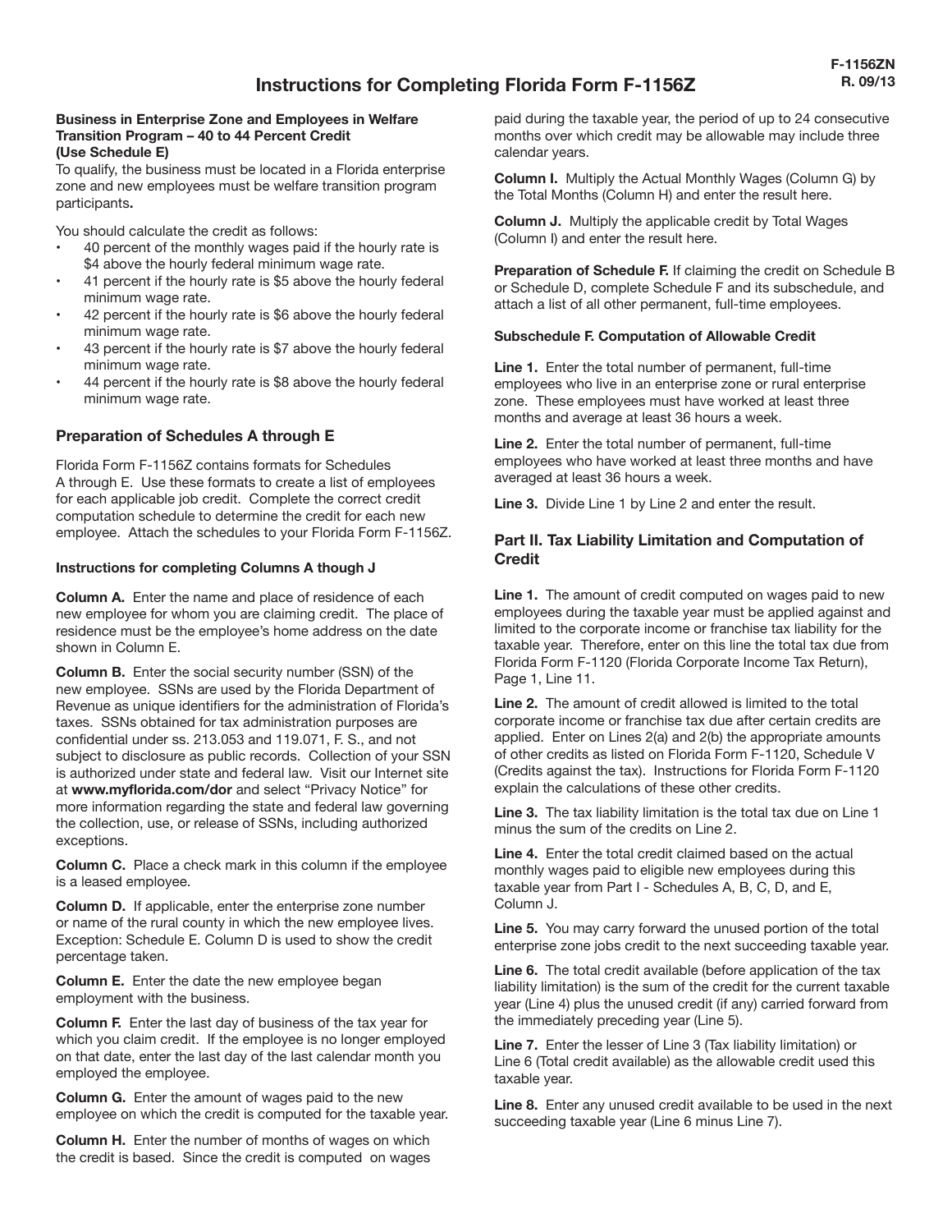F-1156ZN
R. 09/13

# Instructions for Completing Florida Form F-1156Z

**Business in Enterprise Zone and Employees in Welfare Transition Program – 40 to 44 Percent Credit (Use Schedule E)**

To qualify, the business must be located in a Florida enterprise zone and new employees must be welfare transition program participants**.**

You should calculate the credit as follows:

- 40 percent of the monthly wages paid if the hourly rate is $4 above the hourly federal minimum wage rate.
- 41 percent if the hourly rate is $5 above the hourly federal minimum wage rate.
- 42 percent if the hourly rate is $6 above the hourly federal minimum wage rate.
- 43 percent if the hourly rate is $7 above the hourly federal minimum wage rate.
- 44 percent if the hourly rate is $8 above the hourly federal minimum wage rate.

## Preparation of Schedules A through E

Florida Form F-1156Z contains formats for Schedules A through E. Use these formats to create a list of employees for each applicable job credit. Complete the correct credit computation schedule to determine the credit for each new employee. Attach the schedules to your Florida Form F-1156Z.

**Instructions for completing Columns A though J**

**Column A.** Enter the name and place of residence of each new employee for whom you are claiming credit. The place of residence must be the employee's home address on the date shown in Column E.

**Column B.** Enter the social security number (SSN) of the new employee. SSNs are used by the Florida Department of Revenue as unique identifiers for the administration of Florida's taxes. SSNs obtained for tax administration purposes are confidential under ss. 213.053 and 119.071, F. S., and not subject to disclosure as public records. Collection of your SSN is authorized under state and federal law. Visit our Internet site at **www.myflorida.com/dor** and select "Privacy Notice" for more information regarding the state and federal law governing the collection, use, or release of SSNs, including authorized exceptions.

**Column C.** Place a check mark in this column if the employee is a leased employee.

**Column D.** If applicable, enter the enterprise zone number or name of the rural county in which the new employee lives. Exception: Schedule E. Column D is used to show the credit percentage taken.

**Column E.** Enter the date the new employee began employment with the business.

**Column F.** Enter the last day of business of the tax year for which you claim credit. If the employee is no longer employed on that date, enter the last day of the last calendar month you employed the employee.

**Column G.** Enter the amount of wages paid to the new employee on which the credit is computed for the taxable year.

**Column H.** Enter the number of months of wages on which the credit is based. Since the credit is computed on wages paid during the taxable year, the period of up to 24 consecutive months over which credit may be allowable may include three calendar years.

**Column I.** Multiply the Actual Monthly Wages (Column G) by the Total Months (Column H) and enter the result here.

**Column J.** Multiply the applicable credit by Total Wages (Column I) and enter the result here.

**Preparation of Schedule F.** If claiming the credit on Schedule B or Schedule D, complete Schedule F and its subschedule, and attach a list of all other permanent, full-time employees.

**Subschedule F. Computation of Allowable Credit**

**Line 1.** Enter the total number of permanent, full-time employees who live in an enterprise zone or rural enterprise zone. These employees must have worked at least three months and average at least 36 hours a week.

**Line 2.** Enter the total number of permanent, full-time employees who have worked at least three months and have averaged at least 36 hours a week.

**Line 3.** Divide Line 1 by Line 2 and enter the result.

## Part II. Tax Liability Limitation and Computation of Credit

**Line 1.** The amount of credit computed on wages paid to new employees during the taxable year must be applied against and limited to the corporate income or franchise tax liability for the taxable year. Therefore, enter on this line the total tax due from Florida Form F-1120 (Florida Corporate Income Tax Return), Page 1, Line 11.

**Line 2.** The amount of credit allowed is limited to the total corporate income or franchise tax due after certain credits are applied. Enter on Lines 2(a) and 2(b) the appropriate amounts of other credits as listed on Florida Form F-1120, Schedule V (Credits against the tax). Instructions for Florida Form F-1120 explain the calculations of these other credits.

**Line 3.** The tax liability limitation is the total tax due on Line 1 minus the sum of the credits on Line 2.

**Line 4.** Enter the total credit claimed based on the actual monthly wages paid to eligible new employees during this taxable year from Part I - Schedules A, B, C, D, and E, Column J.

**Line 5.** You may carry forward the unused portion of the total enterprise zone jobs credit to the next succeeding taxable year.

**Line 6.** The total credit available (before application of the tax liability limitation) is the sum of the credit for the current taxable year (Line 4) plus the unused credit (if any) carried forward from the immediately preceding year (Line 5).

**Line 7.** Enter the lesser of Line 3 (Tax liability limitation) or Line 6 (Total credit available) as the allowable credit used this taxable year.

**Line 8.** Enter any unused credit available to be used in the next succeeding taxable year (Line 6 minus Line 7).